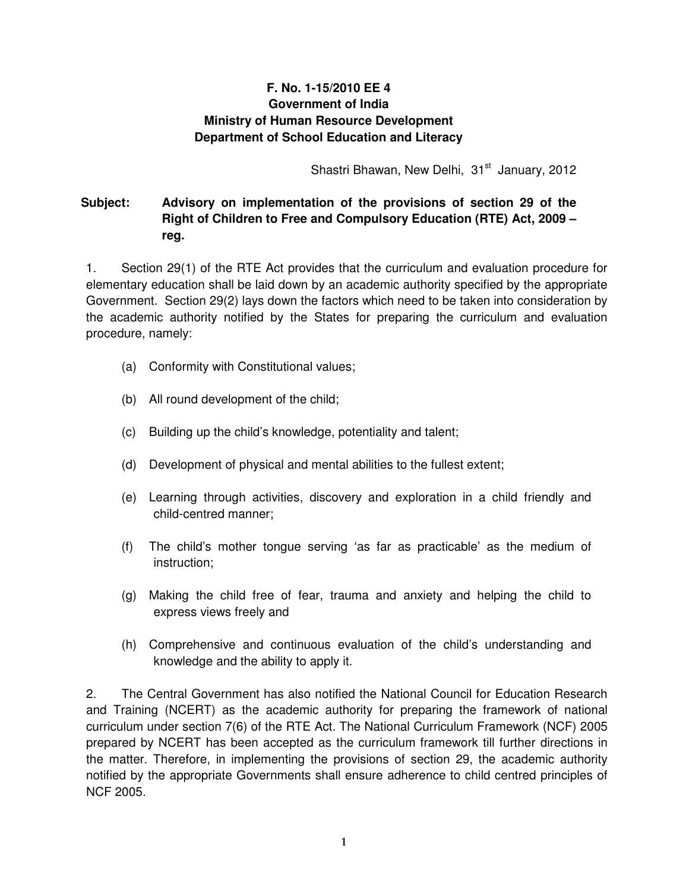**F. No. 1-15/2010 EE 4**
**Government of India**
**Ministry of Human Resource Development**
**Department of School Education and Literacy**

Shastri Bhawan, New Delhi, 31st January, 2012

**Subject: Advisory on implementation of the provisions of section 29 of the Right of Children to Free and Compulsory Education (RTE) Act, 2009 – reg.**

1. Section 29(1) of the RTE Act provides that the curriculum and evaluation procedure for elementary education shall be laid down by an academic authority specified by the appropriate Government. Section 29(2) lays down the factors which need to be taken into consideration by the academic authority notified by the States for preparing the curriculum and evaluation procedure, namely:

(a) Conformity with Constitutional values;

(b) All round development of the child;

(c) Building up the child's knowledge, potentiality and talent;

(d) Development of physical and mental abilities to the fullest extent;

(e) Learning through activities, discovery and exploration in a child friendly and child-centred manner;

(f) The child's mother tongue serving 'as far as practicable' as the medium of instruction;

(g) Making the child free of fear, trauma and anxiety and helping the child to express views freely and

(h) Comprehensive and continuous evaluation of the child's understanding and knowledge and the ability to apply it.

2. The Central Government has also notified the National Council for Education Research and Training (NCERT) as the academic authority for preparing the framework of national curriculum under section 7(6) of the RTE Act. The National Curriculum Framework (NCF) 2005 prepared by NCERT has been accepted as the curriculum framework till further directions in the matter. Therefore, in implementing the provisions of section 29, the academic authority notified by the appropriate Governments shall ensure adherence to child centred principles of NCF 2005.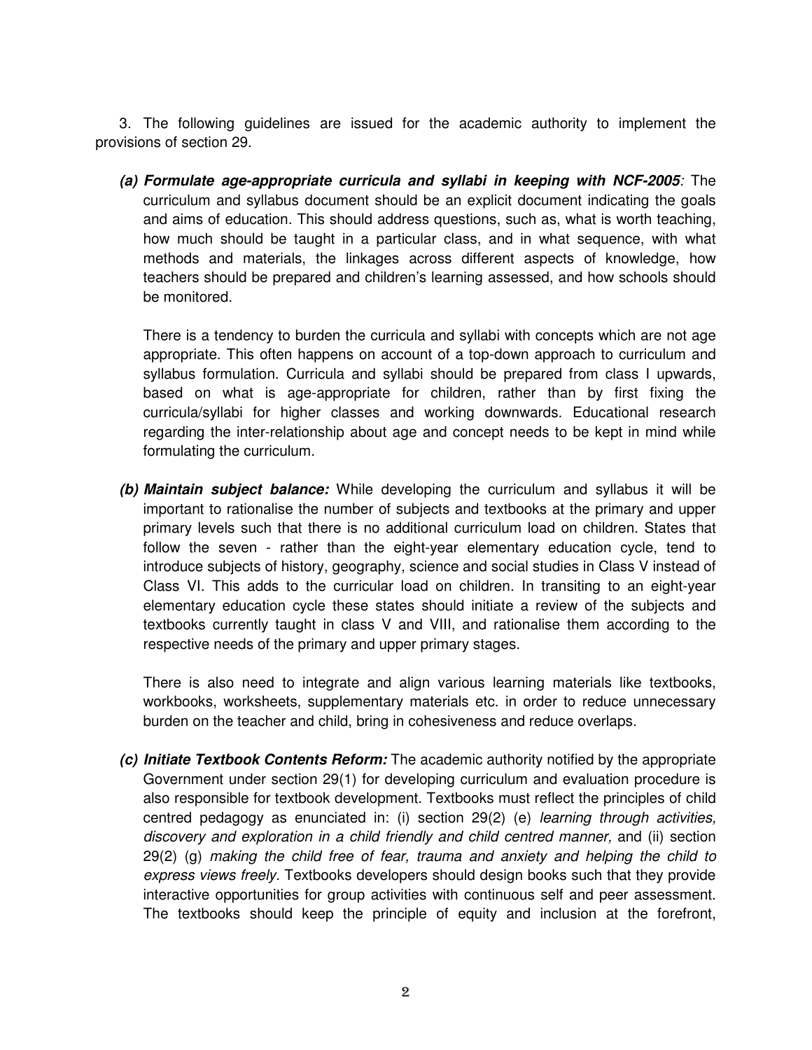3. The following guidelines are issued for the academic authority to implement the provisions of section 29.

**(a) *Formulate age-appropriate curricula and syllabi in keeping with NCF-2005*:** The curriculum and syllabus document should be an explicit document indicating the goals and aims of education. This should address questions, such as, what is worth teaching, how much should be taught in a particular class, and in what sequence, with what methods and materials, the linkages across different aspects of knowledge, how teachers should be prepared and children's learning assessed, and how schools should be monitored.

There is a tendency to burden the curricula and syllabi with concepts which are not age appropriate. This often happens on account of a top-down approach to curriculum and syllabus formulation. Curricula and syllabi should be prepared from class I upwards, based on what is age-appropriate for children, rather than by first fixing the curricula/syllabi for higher classes and working downwards. Educational research regarding the inter-relationship about age and concept needs to be kept in mind while formulating the curriculum.

**(b) *Maintain subject balance:*** While developing the curriculum and syllabus it will be important to rationalise the number of subjects and textbooks at the primary and upper primary levels such that there is no additional curriculum load on children. States that follow the seven - rather than the eight-year elementary education cycle, tend to introduce subjects of history, geography, science and social studies in Class V instead of Class VI. This adds to the curricular load on children. In transiting to an eight-year elementary education cycle these states should initiate a review of the subjects and textbooks currently taught in class V and VIII, and rationalise them according to the respective needs of the primary and upper primary stages.

There is also need to integrate and align various learning materials like textbooks, workbooks, worksheets, supplementary materials etc. in order to reduce unnecessary burden on the teacher and child, bring in cohesiveness and reduce overlaps.

**(c) *Initiate Textbook Contents Reform:*** The academic authority notified by the appropriate Government under section 29(1) for developing curriculum and evaluation procedure is also responsible for textbook development. Textbooks must reflect the principles of child centred pedagogy as enunciated in: (i) section 29(2) (e) *learning through activities, discovery and exploration in a child friendly and child centred manner,* and (ii) section 29(2) (g) *making the child free of fear, trauma and anxiety and helping the child to express views freely.* Textbooks developers should design books such that they provide interactive opportunities for group activities with continuous self and peer assessment. The textbooks should keep the principle of equity and inclusion at the forefront,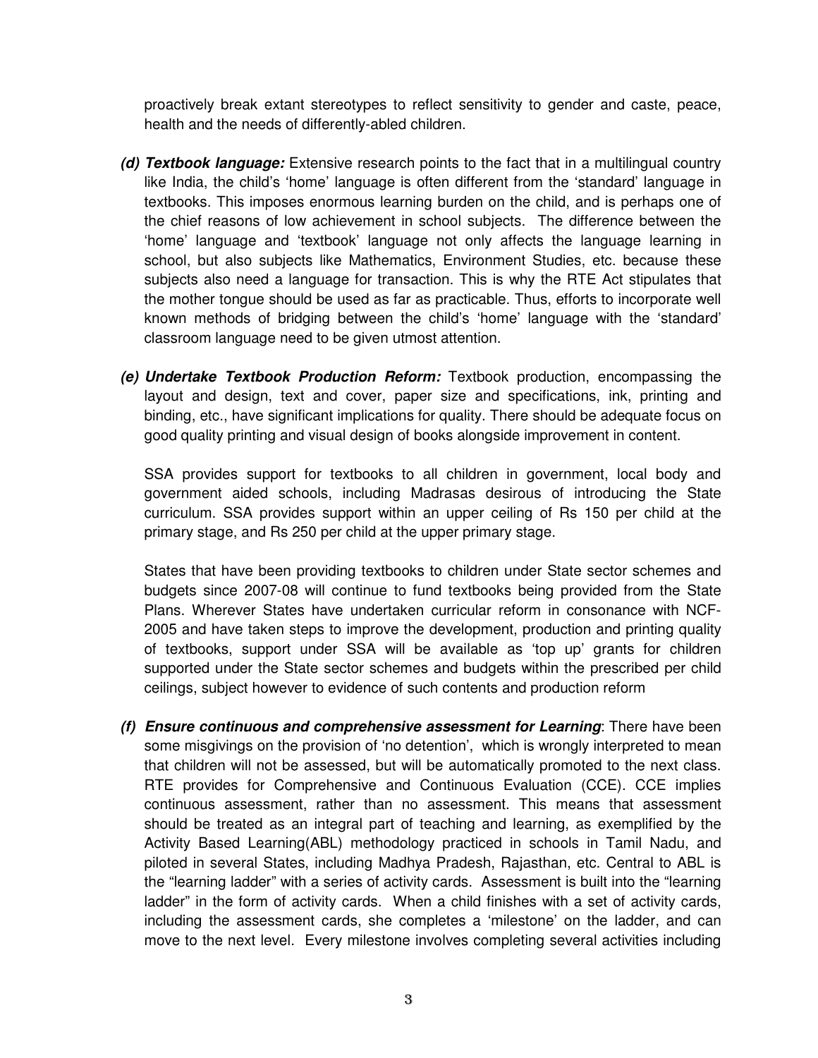proactively break extant stereotypes to reflect sensitivity to gender and caste, peace, health and the needs of differently-abled children.

***(d) Textbook language:*** Extensive research points to the fact that in a multilingual country like India, the child's 'home' language is often different from the 'standard' language in textbooks. This imposes enormous learning burden on the child, and is perhaps one of the chief reasons of low achievement in school subjects. The difference between the 'home' language and 'textbook' language not only affects the language learning in school, but also subjects like Mathematics, Environment Studies, etc. because these subjects also need a language for transaction. This is why the RTE Act stipulates that the mother tongue should be used as far as practicable. Thus, efforts to incorporate well known methods of bridging between the child's 'home' language with the 'standard' classroom language need to be given utmost attention.

***(e) Undertake Textbook Production Reform:*** Textbook production, encompassing the layout and design, text and cover, paper size and specifications, ink, printing and binding, etc., have significant implications for quality. There should be adequate focus on good quality printing and visual design of books alongside improvement in content.

SSA provides support for textbooks to all children in government, local body and government aided schools, including Madrasas desirous of introducing the State curriculum. SSA provides support within an upper ceiling of Rs 150 per child at the primary stage, and Rs 250 per child at the upper primary stage.

States that have been providing textbooks to children under State sector schemes and budgets since 2007-08 will continue to fund textbooks being provided from the State Plans. Wherever States have undertaken curricular reform in consonance with NCF-2005 and have taken steps to improve the development, production and printing quality of textbooks, support under SSA will be available as 'top up' grants for children supported under the State sector schemes and budgets within the prescribed per child ceilings, subject however to evidence of such contents and production reform

***(f) Ensure continuous and comprehensive assessment for Learning***: There have been some misgivings on the provision of 'no detention', which is wrongly interpreted to mean that children will not be assessed, but will be automatically promoted to the next class. RTE provides for Comprehensive and Continuous Evaluation (CCE). CCE implies continuous assessment, rather than no assessment. This means that assessment should be treated as an integral part of teaching and learning, as exemplified by the Activity Based Learning(ABL) methodology practiced in schools in Tamil Nadu, and piloted in several States, including Madhya Pradesh, Rajasthan, etc. Central to ABL is the "learning ladder" with a series of activity cards. Assessment is built into the "learning ladder" in the form of activity cards. When a child finishes with a set of activity cards, including the assessment cards, she completes a 'milestone' on the ladder, and can move to the next level. Every milestone involves completing several activities including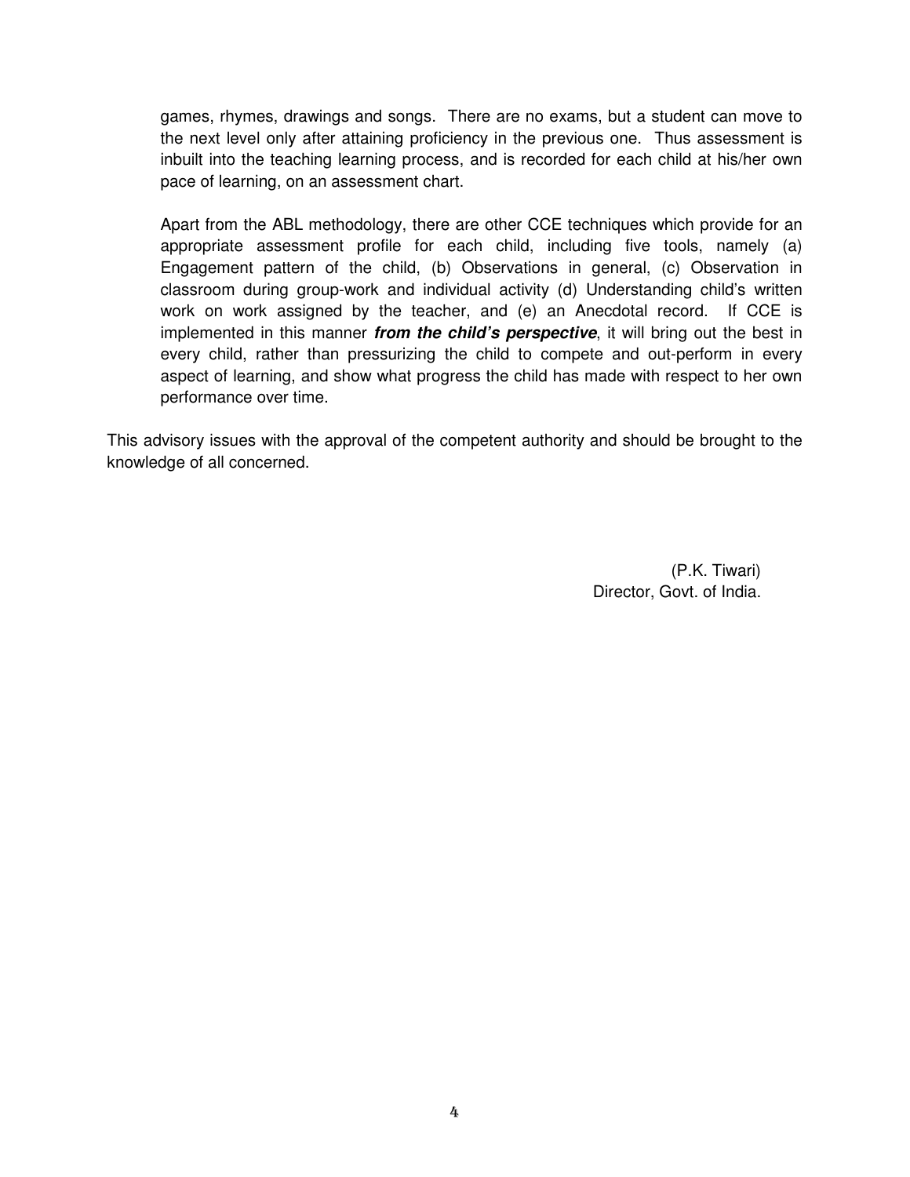games, rhymes, drawings and songs. There are no exams, but a student can move to the next level only after attaining proficiency in the previous one. Thus assessment is inbuilt into the teaching learning process, and is recorded for each child at his/her own pace of learning, on an assessment chart.

Apart from the ABL methodology, there are other CCE techniques which provide for an appropriate assessment profile for each child, including five tools, namely (a) Engagement pattern of the child, (b) Observations in general, (c) Observation in classroom during group-work and individual activity (d) Understanding child's written work on work assigned by the teacher, and (e) an Anecdotal record. If CCE is implemented in this manner ***from the child's perspective***, it will bring out the best in every child, rather than pressurizing the child to compete and out-perform in every aspect of learning, and show what progress the child has made with respect to her own performance over time.

This advisory issues with the approval of the competent authority and should be brought to the knowledge of all concerned.

(P.K. Tiwari)
Director, Govt. of India.